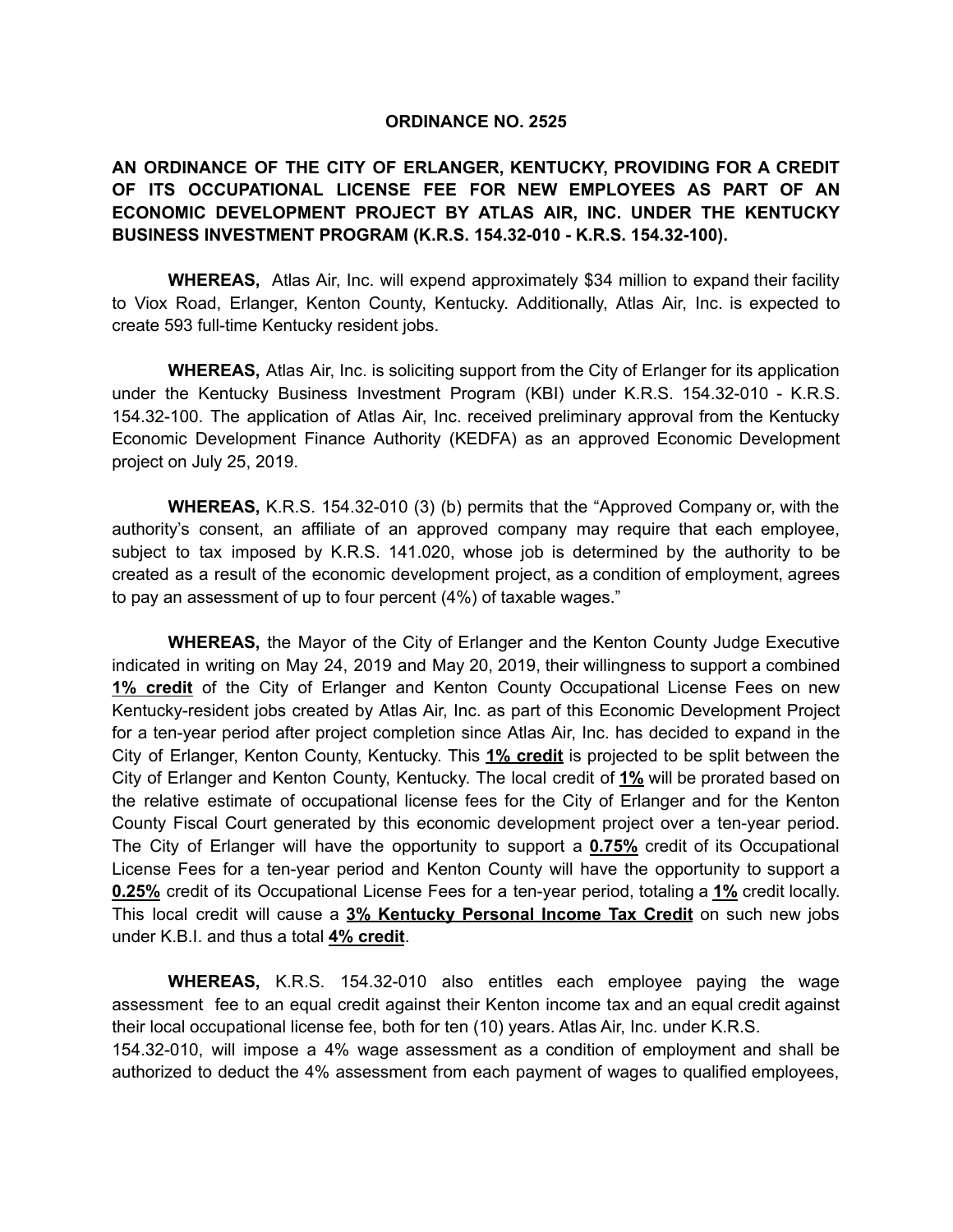# ORDINANCE NO. 2525

## AN ORDINANCE OF THE CITY OF ERLANGER, KENTUCKY, PROVIDING FOR A CREDIT OF ITS OCCUPATIONAL LICENSE FEE FOR NEW EMPLOYEES AS PART OF AN ECONOMIC DEVELOPMENT PROJECT BY ATLAS AIR, INC. UNDER THE KENTUCKY BUSINESS INVESTMENT PROGRAM (K.R.S. 154.32-010 - K.R.S. 154.32-100).

**WHEREAS,** Atlas Air, Inc. will expend approximately $34 million to expand their facility to Viox Road, Erlanger, Kenton County, Kentucky. Additionally, Atlas Air, Inc. is expected to create 593 full-time Kentucky resident jobs.

**WHEREAS,** Atlas Air, Inc. is soliciting support from the City of Erlanger for its application under the Kentucky Business Investment Program (KBI) under K.R.S. 154.32-010 - K.R.S. 154.32-100. The application of Atlas Air, Inc. received preliminary approval from the Kentucky Economic Development Finance Authority (KEDFA) as an approved Economic Development project on July 25, 2019.

**WHEREAS,** K.R.S. 154.32-010 (3) (b) permits that the "Approved Company or, with the authority's consent, an affiliate of an approved company may require that each employee, subject to tax imposed by K.R.S. 141.020, whose job is determined by the authority to be created as a result of the economic development project, as a condition of employment, agrees to pay an assessment of up to four percent (4%) of taxable wages."

**WHEREAS,** the Mayor of the City of Erlanger and the Kenton County Judge Executive indicated in writing on May 24, 2019 and May 20, 2019, their willingness to support a combined **1% credit** of the City of Erlanger and Kenton County Occupational License Fees on new Kentucky-resident jobs created by Atlas Air, Inc. as part of this Economic Development Project for a ten-year period after project completion since Atlas Air, Inc. has decided to expand in the City of Erlanger, Kenton County, Kentucky. This **1% credit** is projected to be split between the City of Erlanger and Kenton County, Kentucky. The local credit of **1%** will be prorated based on the relative estimate of occupational license fees for the City of Erlanger and for the Kenton County Fiscal Court generated by this economic development project over a ten-year period. The City of Erlanger will have the opportunity to support a **0.75%** credit of its Occupational License Fees for a ten-year period and Kenton County will have the opportunity to support a **0.25%** credit of its Occupational License Fees for a ten-year period, totaling a **1%** credit locally. This local credit will cause a **3% Kentucky Personal Income Tax Credit** on such new jobs under K.B.I. and thus a total **4% credit**.

**WHEREAS,** K.R.S. 154.32-010 also entitles each employee paying the wage assessment fee to an equal credit against their Kenton income tax and an equal credit against their local occupational license fee, both for ten (10) years. Atlas Air, Inc. under K.R.S. 154.32-010, will impose a 4% wage assessment as a condition of employment and shall be authorized to deduct the 4% assessment from each payment of wages to qualified employees,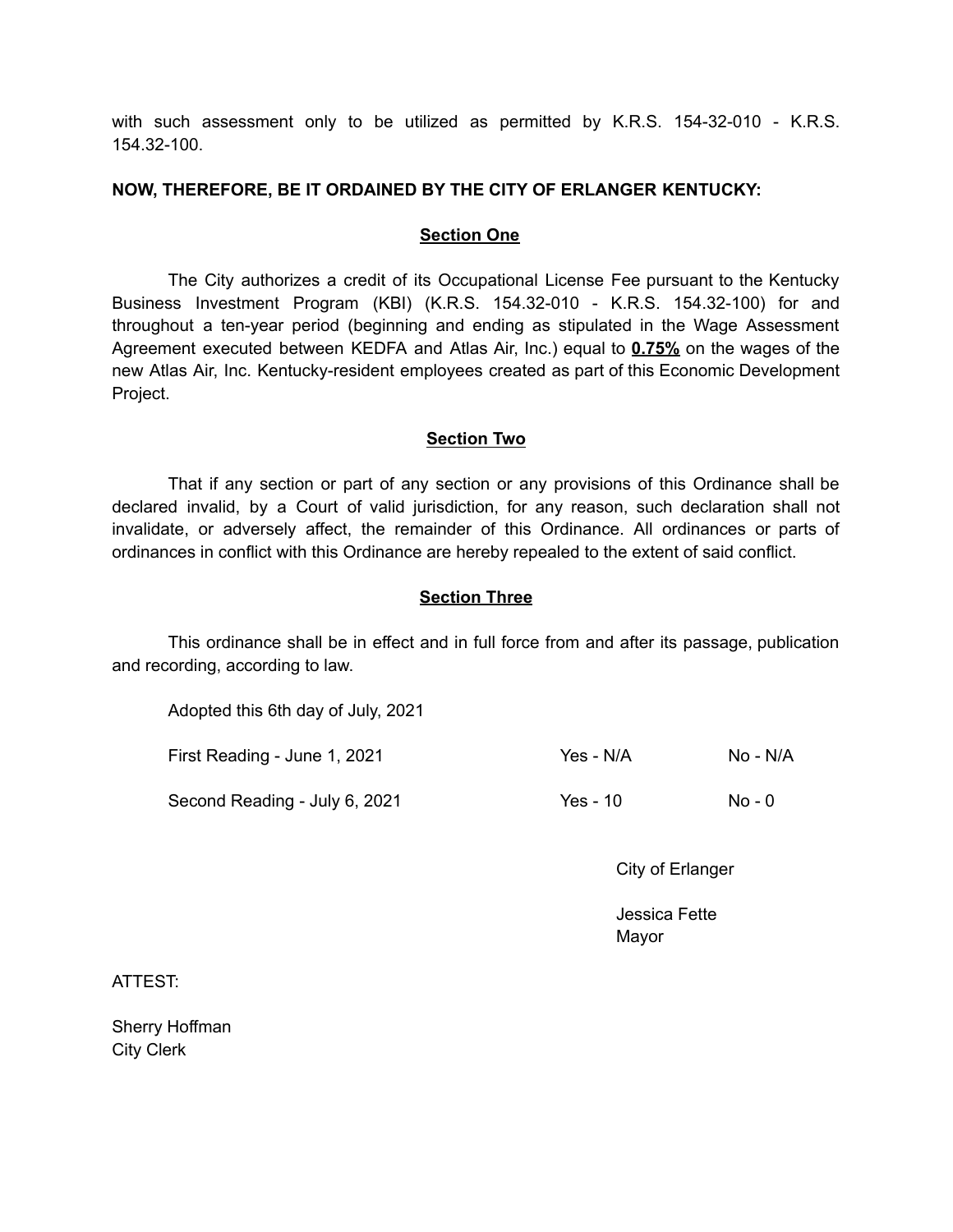with such assessment only to be utilized as permitted by K.R.S. 154-32-010 - K.R.S. 154.32-100.

**NOW, THEREFORE, BE IT ORDAINED BY THE CITY OF ERLANGER KENTUCKY:**

## Section One

The City authorizes a credit of its Occupational License Fee pursuant to the Kentucky Business Investment Program (KBI) (K.R.S. 154.32-010 - K.R.S. 154.32-100) for and throughout a ten-year period (beginning and ending as stipulated in the Wage Assessment Agreement executed between KEDFA and Atlas Air, Inc.) equal to **0.75%** on the wages of the new Atlas Air, Inc. Kentucky-resident employees created as part of this Economic Development Project.

## Section Two

That if any section or part of any section or any provisions of this Ordinance shall be declared invalid, by a Court of valid jurisdiction, for any reason, such declaration shall not invalidate, or adversely affect, the remainder of this Ordinance. All ordinances or parts of ordinances in conflict with this Ordinance are hereby repealed to the extent of said conflict.

## Section Three

This ordinance shall be in effect and in full force from and after its passage, publication and recording, according to law.

Adopted this 6th day of July, 2021

| | | |
|---|---|---|
| First Reading - June 1, 2021 | Yes - N/A | No - N/A |
| Second Reading - July 6, 2021 | Yes - 10 | No - 0 |

City of Erlanger

Jessica Fette
Mayor

ATTEST:

Sherry Hoffman
City Clerk